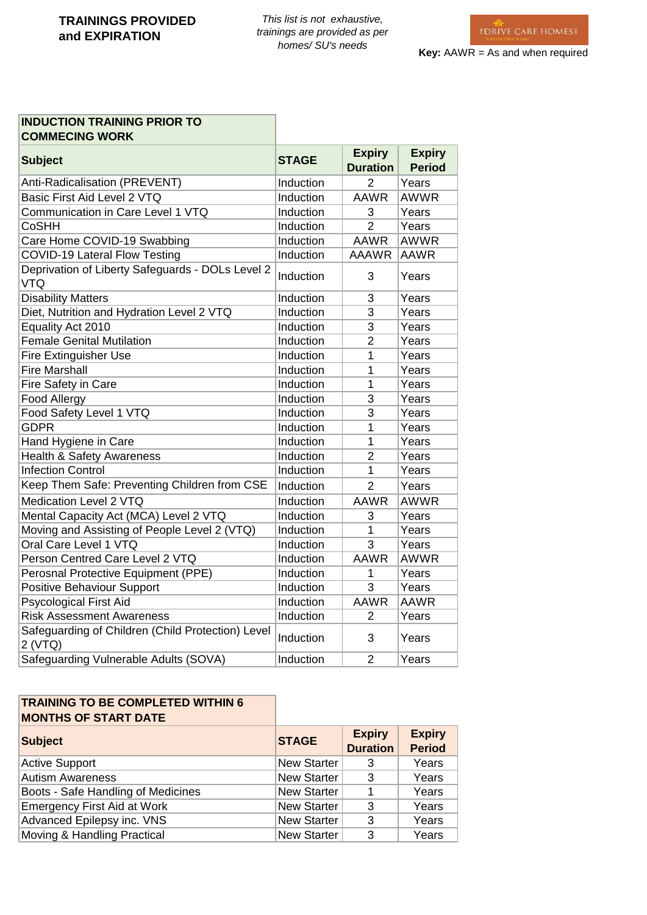**TRAININGS PROVIDED and EXPIRATION**

*This list is not exhaustive, trainings are provided as per homes/ SU's needs*

DRIVE CARE HOMES

**Key:** AAWR = As and when required

| INDUCTION TRAINING PRIOR TO COMMECING WORK | | | |
|---|---|---|---|
| **Subject** | **STAGE** | **Expiry Duration** | **Expiry Period** |
| Anti-Radicalisation (PREVENT) | Induction | 2 | Years |
| Basic First Aid Level 2 VTQ | Induction | AAWR | AWWR |
| Communication in Care Level 1 VTQ | Induction | 3 | Years |
| CoSHH | Induction | 2 | Years |
| Care Home COVID-19 Swabbing | Induction | AAWR | AWWR |
| COVID-19 Lateral Flow Testing | Induction | AAAWR | AAWR |
| Deprivation of Liberty Safeguards - DOLs Level 2 VTQ | Induction | 3 | Years |
| Disability Matters | Induction | 3 | Years |
| Diet, Nutrition and Hydration Level 2 VTQ | Induction | 3 | Years |
| Equality Act 2010 | Induction | 3 | Years |
| Female Genital Mutilation | Induction | 2 | Years |
| Fire Extinguisher Use | Induction | 1 | Years |
| Fire Marshall | Induction | 1 | Years |
| Fire Safety in Care | Induction | 1 | Years |
| Food Allergy | Induction | 3 | Years |
| Food Safety Level 1 VTQ | Induction | 3 | Years |
| GDPR | Induction | 1 | Years |
| Hand Hygiene in Care | Induction | 1 | Years |
| Health & Safety Awareness | Induction | 2 | Years |
| Infection Control | Induction | 1 | Years |
| Keep Them Safe: Preventing Children from CSE | Induction | 2 | Years |
| Medication Level 2 VTQ | Induction | AAWR | AWWR |
| Mental Capacity Act (MCA) Level 2 VTQ | Induction | 3 | Years |
| Moving and Assisting of People Level 2 (VTQ) | Induction | 1 | Years |
| Oral Care Level 1 VTQ | Induction | 3 | Years |
| Person Centred Care Level 2 VTQ | Induction | AAWR | AWWR |
| Perosnal Protective Equipment (PPE) | Induction | 1 | Years |
| Positive Behaviour Support | Induction | 3 | Years |
| Psycological First Aid | Induction | AAWR | AAWR |
| Risk Assessment Awareness | Induction | 2 | Years |
| Safeguarding of Children (Child Protection) Level 2 (VTQ) | Induction | 3 | Years |
| Safeguarding Vulnerable Adults (SOVA) | Induction | 2 | Years |

| TRAINING TO BE COMPLETED WITHIN 6 MONTHS OF START DATE | | | |
|---|---|---|---|
| **Subject** | **STAGE** | **Expiry Duration** | **Expiry Period** |
| Active Support | New Starter | 3 | Years |
| Autism Awareness | New Starter | 3 | Years |
| Boots - Safe Handling of Medicines | New Starter | 1 | Years |
| Emergency First Aid at Work | New Starter | 3 | Years |
| Advanced Epilepsy inc. VNS | New Starter | 3 | Years |
| Moving & Handling Practical | New Starter | 3 | Years |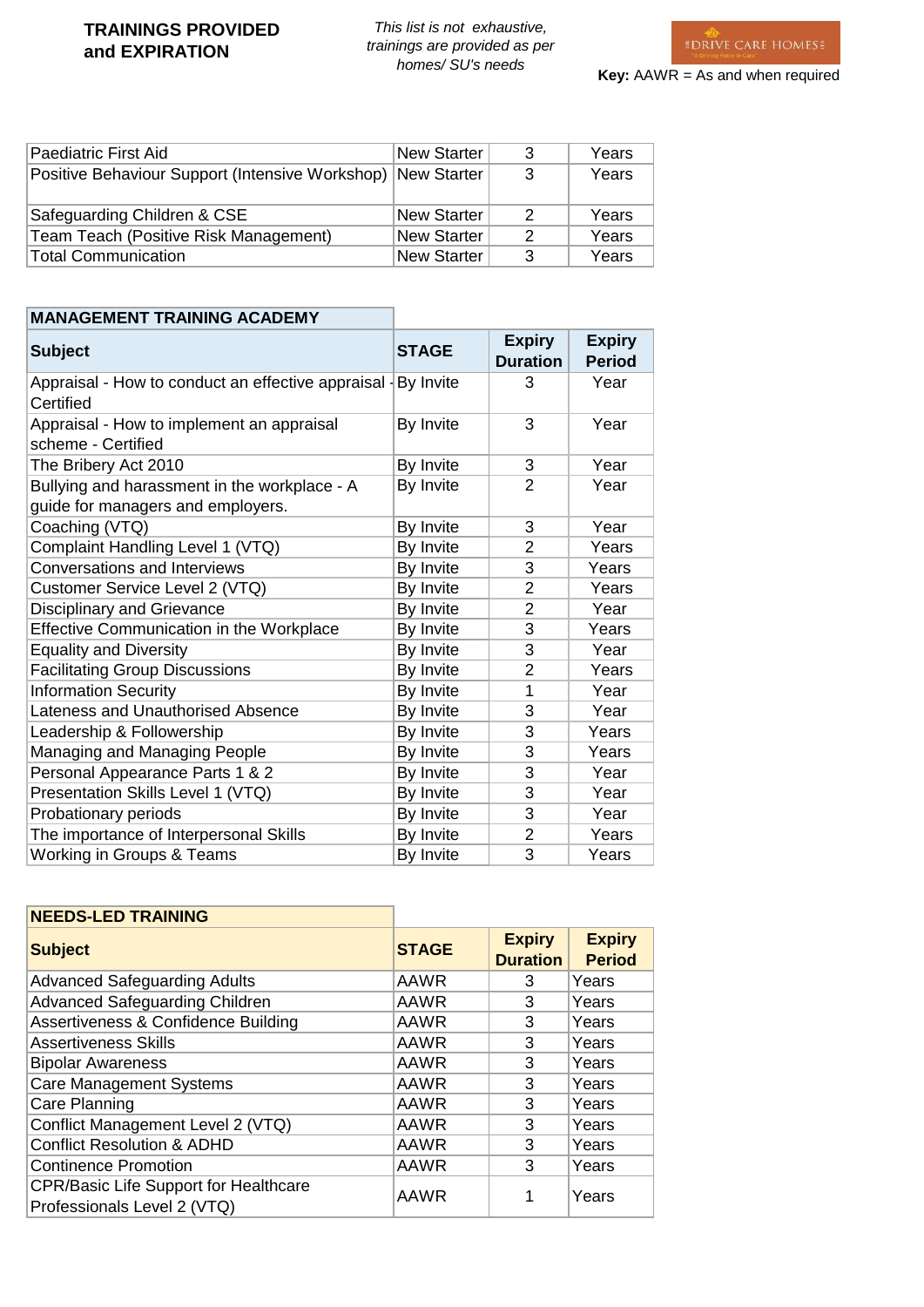**TRAININGS PROVIDED and EXPIRATION**

*This list is not exhaustive, trainings are provided as per homes/ SU's needs*

**Key:** AAWR = As and when required

| | | | |
|---|---|---|---|
| Paediatric First Aid | New Starter | 3 | Years |
| Positive Behaviour Support (Intensive Workshop) | New Starter | 3 | Years |
| Safeguarding Children & CSE | New Starter | 2 | Years |
| Team Teach (Positive Risk Management) | New Starter | 2 | Years |
| Total Communication | New Starter | 3 | Years |

**MANAGEMENT TRAINING ACADEMY**

| Subject | STAGE | Expiry Duration | Expiry Period |
|---|---|---|---|
| Appraisal - How to conduct an effective appraisal - Certified | By Invite | 3 | Year |
| Appraisal - How to implement an appraisal scheme - Certified | By Invite | 3 | Year |
| The Bribery Act 2010 | By Invite | 3 | Year |
| Bullying and harassment in the workplace - A guide for managers and employers. | By Invite | 2 | Year |
| Coaching (VTQ) | By Invite | 3 | Year |
| Complaint Handling Level 1 (VTQ) | By Invite | 2 | Years |
| Conversations and Interviews | By Invite | 3 | Years |
| Customer Service Level 2 (VTQ) | By Invite | 2 | Years |
| Disciplinary and Grievance | By Invite | 2 | Year |
| Effective Communication in the Workplace | By Invite | 3 | Years |
| Equality and Diversity | By Invite | 3 | Year |
| Facilitating Group Discussions | By Invite | 2 | Years |
| Information Security | By Invite | 1 | Year |
| Lateness and Unauthorised Absence | By Invite | 3 | Year |
| Leadership & Followership | By Invite | 3 | Years |
| Managing and Managing People | By Invite | 3 | Years |
| Personal Appearance Parts 1 & 2 | By Invite | 3 | Year |
| Presentation Skills Level 1 (VTQ) | By Invite | 3 | Year |
| Probationary periods | By Invite | 3 | Year |
| The importance of Interpersonal Skills | By Invite | 2 | Years |
| Working in Groups & Teams | By Invite | 3 | Years |

**NEEDS-LED TRAINING**

| Subject | STAGE | Expiry Duration | Expiry Period |
|---|---|---|---|
| Advanced Safeguarding Adults | AAWR | 3 | Years |
| Advanced Safeguarding Children | AAWR | 3 | Years |
| Assertiveness & Confidence Building | AAWR | 3 | Years |
| Assertiveness Skills | AAWR | 3 | Years |
| Bipolar Awareness | AAWR | 3 | Years |
| Care Management Systems | AAWR | 3 | Years |
| Care Planning | AAWR | 3 | Years |
| Conflict Management Level 2 (VTQ) | AAWR | 3 | Years |
| Conflict Resolution & ADHD | AAWR | 3 | Years |
| Continence Promotion | AAWR | 3 | Years |
| CPR/Basic Life Support for Healthcare Professionals Level 2 (VTQ) | AAWR | 1 | Years |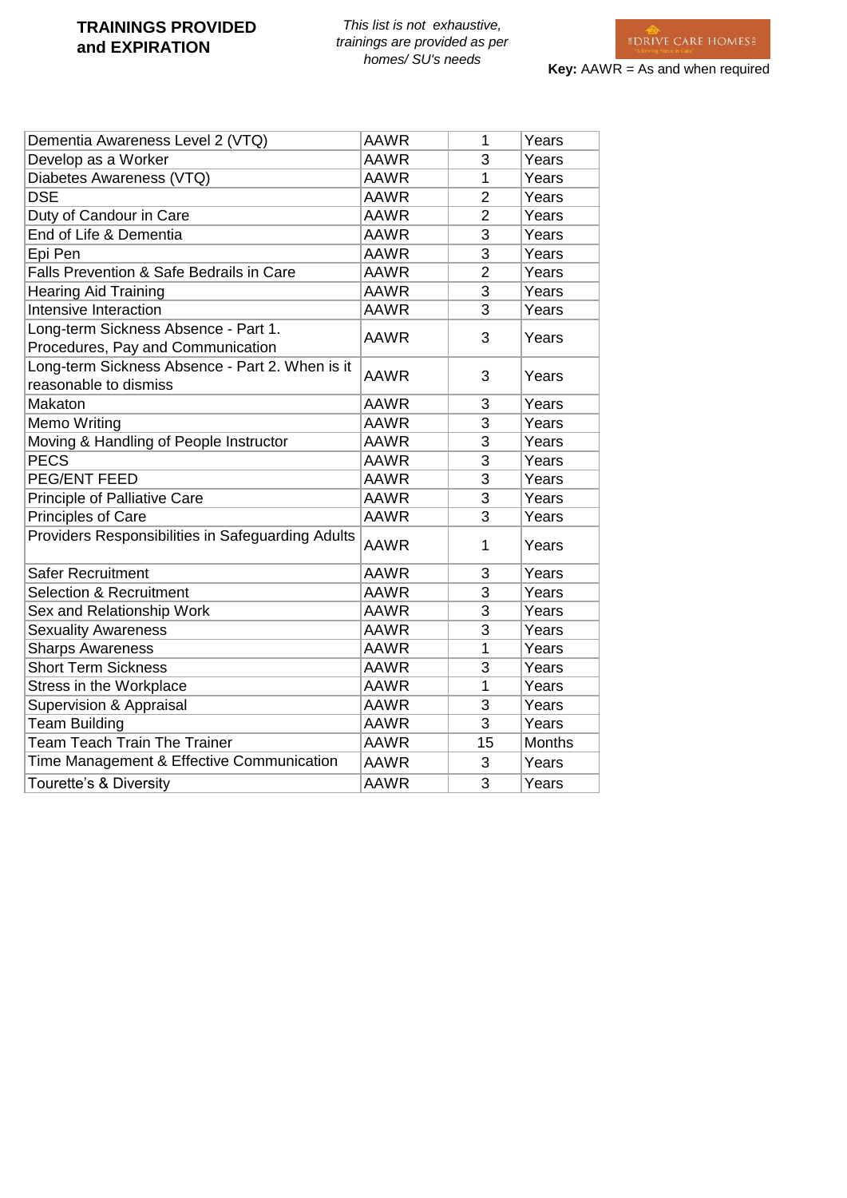**TRAININGS PROVIDED and EXPIRATION**

*This list is not exhaustive, trainings are provided as per homes/ SU's needs*

DRIVE CARE HOMES

**Key:** AAWR = As and when required

| | | | |
|---|---|---|---|
| Dementia Awareness Level 2 (VTQ) | AAWR | 1 | Years |
| Develop as a Worker | AAWR | 3 | Years |
| Diabetes Awareness (VTQ) | AAWR | 1 | Years |
| DSE | AAWR | 2 | Years |
| Duty of Candour in Care | AAWR | 2 | Years |
| End of Life & Dementia | AAWR | 3 | Years |
| Epi Pen | AAWR | 3 | Years |
| Falls Prevention & Safe Bedrails in Care | AAWR | 2 | Years |
| Hearing Aid Training | AAWR | 3 | Years |
| Intensive Interaction | AAWR | 3 | Years |
| Long-term Sickness Absence - Part 1. Procedures, Pay and Communication | AAWR | 3 | Years |
| Long-term Sickness Absence - Part 2. When is it reasonable to dismiss | AAWR | 3 | Years |
| Makaton | AAWR | 3 | Years |
| Memo Writing | AAWR | 3 | Years |
| Moving & Handling of People Instructor | AAWR | 3 | Years |
| PECS | AAWR | 3 | Years |
| PEG/ENT FEED | AAWR | 3 | Years |
| Principle of Palliative Care | AAWR | 3 | Years |
| Principles of Care | AAWR | 3 | Years |
| Providers Responsibilities in Safeguarding Adults | AAWR | 1 | Years |
| Safer Recruitment | AAWR | 3 | Years |
| Selection & Recruitment | AAWR | 3 | Years |
| Sex and Relationship Work | AAWR | 3 | Years |
| Sexuality Awareness | AAWR | 3 | Years |
| Sharps Awareness | AAWR | 1 | Years |
| Short Term Sickness | AAWR | 3 | Years |
| Stress in the Workplace | AAWR | 1 | Years |
| Supervision & Appraisal | AAWR | 3 | Years |
| Team Building | AAWR | 3 | Years |
| Team Teach Train The Trainer | AAWR | 15 | Months |
| Time Management & Effective Communication | AAWR | 3 | Years |
| Tourette's & Diversity | AAWR | 3 | Years |